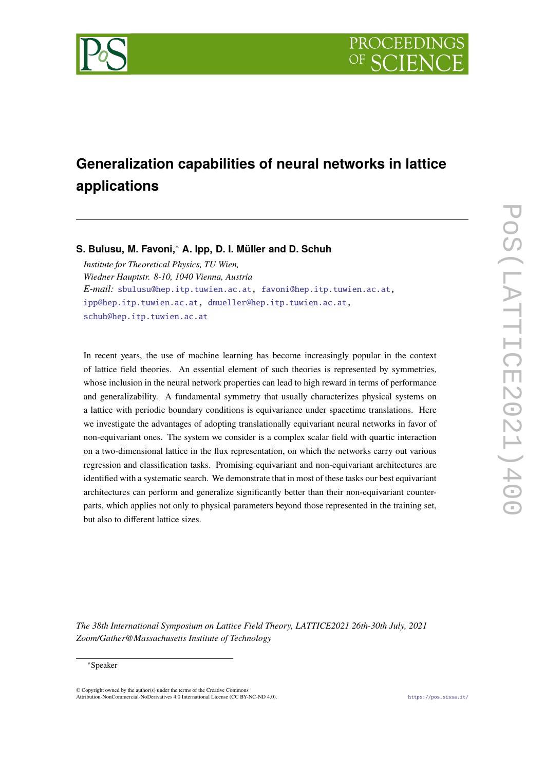# Generalization capabilities of neural networks in lattice applications

**S. Bulusu, M. Favoni,[∗] A. Ipp, D. I. Müller and D. Schuh**

*Institute for Theoretical Physics, TU Wien,*
*Wiedner Hauptstr. 8-10, 1040 Vienna, Austria*
*E-mail:* sbulusu@hep.itp.tuwien.ac.at, favoni@hep.itp.tuwien.ac.at, ipp@hep.itp.tuwien.ac.at, dmueller@hep.itp.tuwien.ac.at, schuh@hep.itp.tuwien.ac.at

In recent years, the use of machine learning has become increasingly popular in the context of lattice field theories. An essential element of such theories is represented by symmetries, whose inclusion in the neural network properties can lead to high reward in terms of performance and generalizability. A fundamental symmetry that usually characterizes physical systems on a lattice with periodic boundary conditions is equivariance under spacetime translations. Here we investigate the advantages of adopting translationally equivariant neural networks in favor of non-equivariant ones. The system we consider is a complex scalar field with quartic interaction on a two-dimensional lattice in the flux representation, on which the networks carry out various regression and classification tasks. Promising equivariant and non-equivariant architectures are identified with a systematic search. We demonstrate that in most of these tasks our best equivariant architectures can perform and generalize significantly better than their non-equivariant counterparts, which applies not only to physical parameters beyond those represented in the training set, but also to different lattice sizes.

*The 38th International Symposium on Lattice Field Theory, LATTICE2021 26th-30th July, 2021*
*Zoom/Gather@Massachusetts Institute of Technology*

[∗]Speaker

© Copyright owned by the author(s) under the terms of the Creative Commons Attribution-NonCommercial-NoDerivatives 4.0 International License (CC BY-NC-ND 4.0).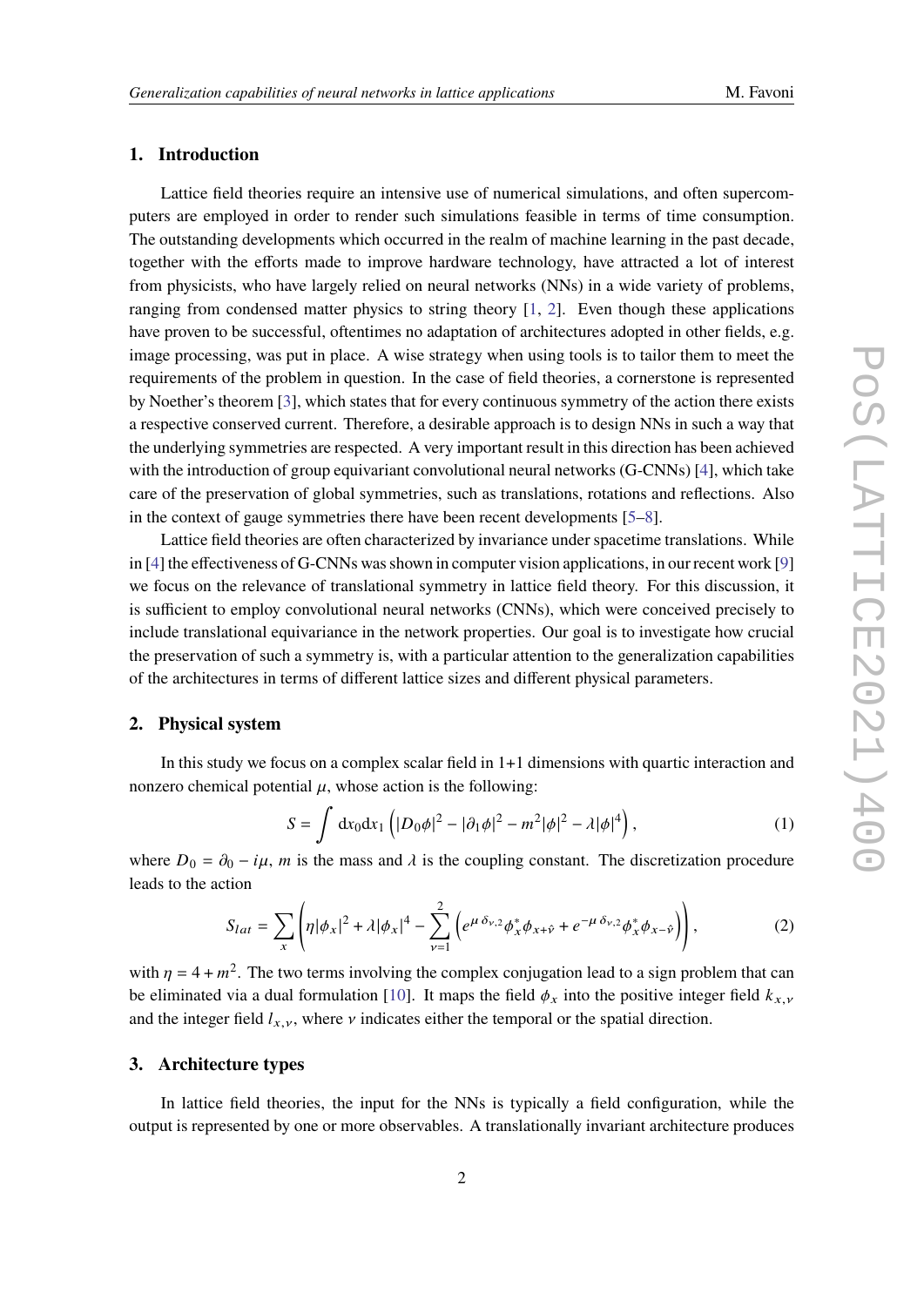## 1. Introduction

Lattice field theories require an intensive use of numerical simulations, and often supercomputers are employed in order to render such simulations feasible in terms of time consumption. The outstanding developments which occurred in the realm of machine learning in the past decade, together with the efforts made to improve hardware technology, have attracted a lot of interest from physicists, who have largely relied on neural networks (NNs) in a wide variety of problems, ranging from condensed matter physics to string theory [1, 2]. Even though these applications have proven to be successful, oftentimes no adaptation of architectures adopted in other fields, e.g. image processing, was put in place. A wise strategy when using tools is to tailor them to meet the requirements of the problem in question. In the case of field theories, a cornerstone is represented by Noether's theorem [3], which states that for every continuous symmetry of the action there exists a respective conserved current. Therefore, a desirable approach is to design NNs in such a way that the underlying symmetries are respected. A very important result in this direction has been achieved with the introduction of group equivariant convolutional neural networks (G-CNNs) [4], which take care of the preservation of global symmetries, such as translations, rotations and reflections. Also in the context of gauge symmetries there have been recent developments [5–8].

Lattice field theories are often characterized by invariance under spacetime translations. While in [4] the effectiveness of G-CNNs was shown in computer vision applications, in our recent work [9] we focus on the relevance of translational symmetry in lattice field theory. For this discussion, it is sufficient to employ convolutional neural networks (CNNs), which were conceived precisely to include translational equivariance in the network properties. Our goal is to investigate how crucial the preservation of such a symmetry is, with a particular attention to the generalization capabilities of the architectures in terms of different lattice sizes and different physical parameters.

## 2. Physical system

In this study we focus on a complex scalar field in 1+1 dimensions with quartic interaction and nonzero chemical potential $\mu$, whose action is the following:

$$S = \int \mathrm{d}x_0 \mathrm{d}x_1 \left( |D_0\phi|^2 - |\partial_1\phi|^2 - m^2|\phi|^2 - \lambda|\phi|^4 \right), \tag{1}$$

where $D_0 = \partial_0 - i\mu$, $m$ is the mass and $\lambda$ is the coupling constant. The discretization procedure leads to the action

$$S_{lat} = \sum_x \left( \eta|\phi_x|^2 + \lambda|\phi_x|^4 - \sum_{\nu=1}^{2} \left( e^{\mu\,\delta_{\nu,2}} \phi_x^* \phi_{x+\hat{\nu}} + e^{-\mu\,\delta_{\nu,2}} \phi_x^* \phi_{x-\hat{\nu}} \right) \right), \tag{2}$$

with $\eta = 4 + m^2$. The two terms involving the complex conjugation lead to a sign problem that can be eliminated via a dual formulation [10]. It maps the field $\phi_x$ into the positive integer field $k_{x,\nu}$ and the integer field $l_{x,\nu}$, where $\nu$ indicates either the temporal or the spatial direction.

## 3. Architecture types

In lattice field theories, the input for the NNs is typically a field configuration, while the output is represented by one or more observables. A translationally invariant architecture produces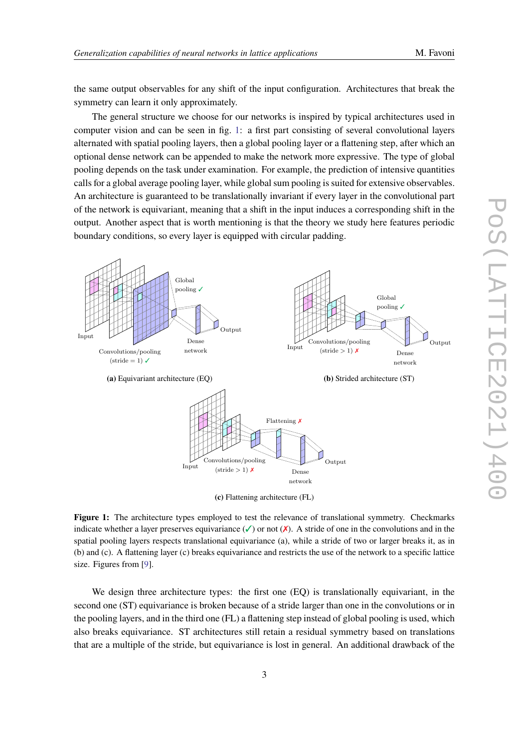the same output observables for any shift of the input configuration. Architectures that break the symmetry can learn it only approximately.

The general structure we choose for our networks is inspired by typical architectures used in computer vision and can be seen in fig. 1: a first part consisting of several convolutional layers alternated with spatial pooling layers, then a global pooling layer or a flattening step, after which an optional dense network can be appended to make the network more expressive. The type of global pooling depends on the task under examination. For example, the prediction of intensive quantities calls for a global average pooling layer, while global sum pooling is suited for extensive observables. An architecture is guaranteed to be translationally invariant if every layer in the convolutional part of the network is equivariant, meaning that a shift in the input induces a corresponding shift in the output. Another aspect that is worth mentioning is that the theory we study here features periodic boundary conditions, so every layer is equipped with circular padding.

**(a)** Equivariant architecture (EQ)

**(b)** Strided architecture (ST)

**(c)** Flattening architecture (FL)

**Figure 1:** The architecture types employed to test the relevance of translational symmetry. Checkmarks indicate whether a layer preserves equivariance (✓) or not (✗). A stride of one in the convolutions and in the spatial pooling layers respects translational equivariance (a), while a stride of two or larger breaks it, as in (b) and (c). A flattening layer (c) breaks equivariance and restricts the use of the network to a specific lattice size. Figures from [9].

We design three architecture types: the first one (EQ) is translationally equivariant, in the second one (ST) equivariance is broken because of a stride larger than one in the convolutions or in the pooling layers, and in the third one (FL) a flattening step instead of global pooling is used, which also breaks equivariance. ST architectures still retain a residual symmetry based on translations that are a multiple of the stride, but equivariance is lost in general. An additional drawback of the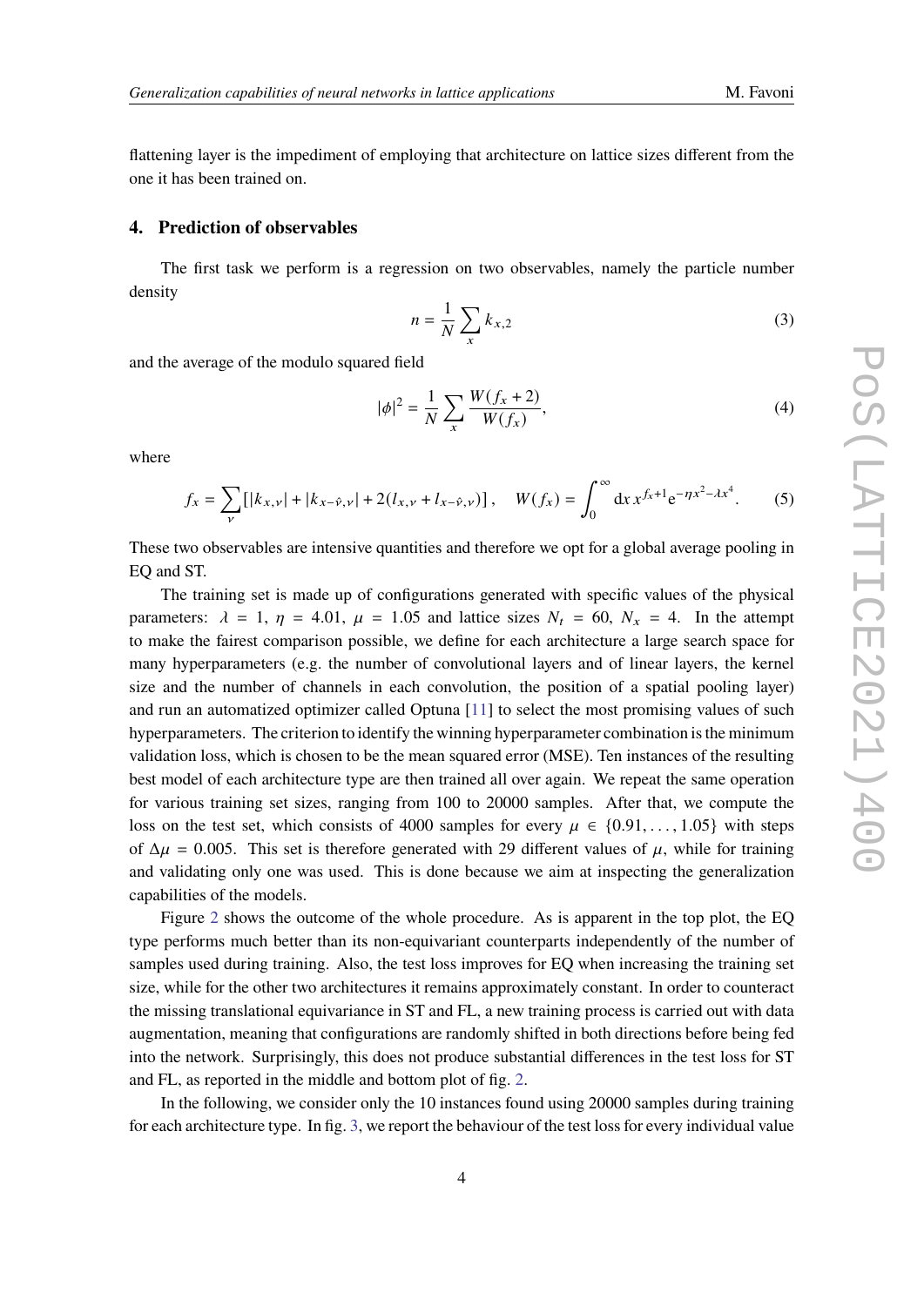flattening layer is the impediment of employing that architecture on lattice sizes different from the one it has been trained on.

## 4. Prediction of observables

The first task we perform is a regression on two observables, namely the particle number density

$$n = \frac{1}{N} \sum_x k_{x,2} \tag{3}$$

and the average of the modulo squared field

$$|\phi|^2 = \frac{1}{N} \sum_x \frac{W(f_x + 2)}{W(f_x)}, \tag{4}$$

where

$$f_x = \sum_\nu \left[ |k_{x,\nu}| + |k_{x-\hat{\nu},\nu}| + 2(l_{x,\nu} + l_{x-\hat{\nu},\nu}) \right], \quad W(f_x) = \int_0^\infty \mathrm{d}x \, x^{f_x+1} \mathrm{e}^{-\eta x^2 - \lambda x^4}. \tag{5}$$

These two observables are intensive quantities and therefore we opt for a global average pooling in EQ and ST.

The training set is made up of configurations generated with specific values of the physical parameters: $\lambda = 1$, $\eta = 4.01$, $\mu = 1.05$ and lattice sizes $N_t = 60$, $N_x = 4$. In the attempt to make the fairest comparison possible, we define for each architecture a large search space for many hyperparameters (e.g. the number of convolutional layers and of linear layers, the kernel size and the number of channels in each convolution, the position of a spatial pooling layer) and run an automatized optimizer called Optuna [11] to select the most promising values of such hyperparameters. The criterion to identify the winning hyperparameter combination is the minimum validation loss, which is chosen to be the mean squared error (MSE). Ten instances of the resulting best model of each architecture type are then trained all over again. We repeat the same operation for various training set sizes, ranging from 100 to 20000 samples. After that, we compute the loss on the test set, which consists of 4000 samples for every $\mu \in \{0.91, \ldots, 1.05\}$ with steps of $\Delta\mu = 0.005$. This set is therefore generated with 29 different values of $\mu$, while for training and validating only one was used. This is done because we aim at inspecting the generalization capabilities of the models.

Figure 2 shows the outcome of the whole procedure. As is apparent in the top plot, the EQ type performs much better than its non-equivariant counterparts independently of the number of samples used during training. Also, the test loss improves for EQ when increasing the training set size, while for the other two architectures it remains approximately constant. In order to counteract the missing translational equivariance in ST and FL, a new training process is carried out with data augmentation, meaning that configurations are randomly shifted in both directions before being fed into the network. Surprisingly, this does not produce substantial differences in the test loss for ST and FL, as reported in the middle and bottom plot of fig. 2.

In the following, we consider only the 10 instances found using 20000 samples during training for each architecture type. In fig. 3, we report the behaviour of the test loss for every individual value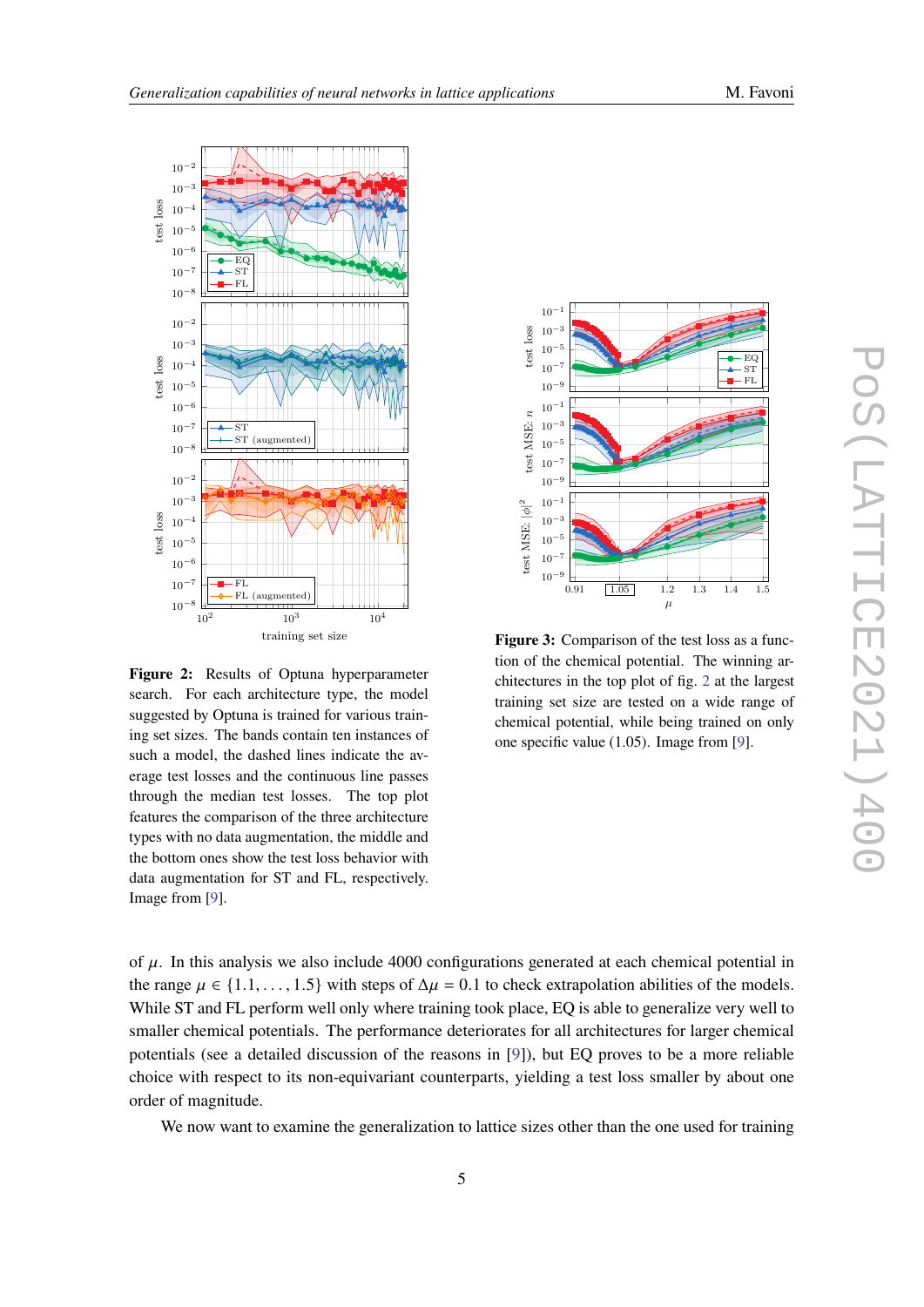**Figure 2:** Results of Optuna hyperparameter search. For each architecture type, the model suggested by Optuna is trained for various training set sizes. The bands contain ten instances of such a model, the dashed lines indicate the average test losses and the continuous line passes through the median test losses. The top plot features the comparison of the three architecture types with no data augmentation, the middle and the bottom ones show the test loss behavior with data augmentation for ST and FL, respectively. Image from [9].

**Figure 3:** Comparison of the test loss as a function of the chemical potential. The winning architectures in the top plot of fig. 2 at the largest training set size are tested on a wide range of chemical potential, while being trained on only one specific value (1.05). Image from [9].

of $\mu$. In this analysis we also include 4000 configurations generated at each chemical potential in the range $\mu \in \{1.1, \dots, 1.5\}$ with steps of $\Delta\mu = 0.1$ to check extrapolation abilities of the models. While ST and FL perform well only where training took place, EQ is able to generalize very well to smaller chemical potentials. The performance deteriorates for all architectures for larger chemical potentials (see a detailed discussion of the reasons in [9]), but EQ proves to be a more reliable choice with respect to its non-equivariant counterparts, yielding a test loss smaller by about one order of magnitude.

We now want to examine the generalization to lattice sizes other than the one used for training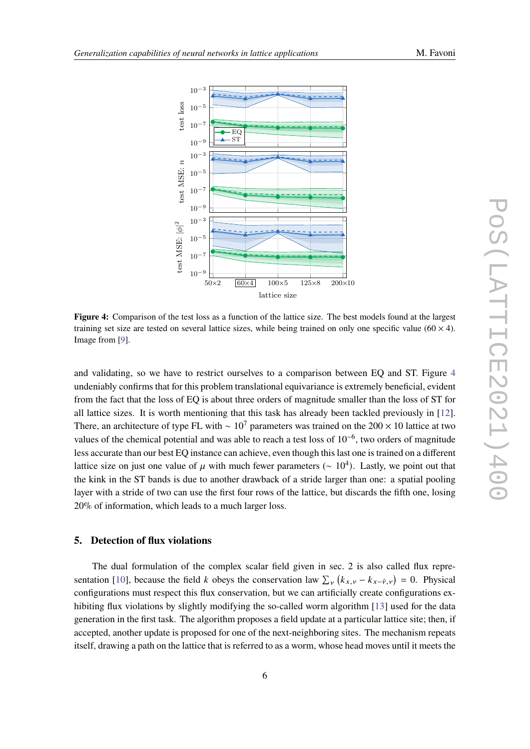**Figure 4:** Comparison of the test loss as a function of the lattice size. The best models found at the largest training set size are tested on several lattice sizes, while being trained on only one specific value ($60 \times 4$). Image from [9].

and validating, so we have to restrict ourselves to a comparison between EQ and ST. Figure 4 undeniably confirms that for this problem translational equivariance is extremely beneficial, evident from the fact that the loss of EQ is about three orders of magnitude smaller than the loss of ST for all lattice sizes. It is worth mentioning that this task has already been tackled previously in [12]. There, an architecture of type FL with $\sim 10^7$ parameters was trained on the $200 \times 10$ lattice at two values of the chemical potential and was able to reach a test loss of $10^{-6}$, two orders of magnitude less accurate than our best EQ instance can achieve, even though this last one is trained on a different lattice size on just one value of $\mu$ with much fewer parameters ($\sim 10^4$). Lastly, we point out that the kink in the ST bands is due to another drawback of a stride larger than one: a spatial pooling layer with a stride of two can use the first four rows of the lattice, but discards the fifth one, losing 20% of information, which leads to a much larger loss.

## 5. Detection of flux violations

The dual formulation of the complex scalar field given in sec. 2 is also called flux representation [10], because the field $k$ obeys the conservation law $\sum_\nu \left(k_{x,\nu} - k_{x-\hat{\nu},\nu}\right) = 0$. Physical configurations must respect this flux conservation, but we can artificially create configurations exhibiting flux violations by slightly modifying the so-called worm algorithm [13] used for the data generation in the first task. The algorithm proposes a field update at a particular lattice site; then, if accepted, another update is proposed for one of the next-neighboring sites. The mechanism repeats itself, drawing a path on the lattice that is referred to as a worm, whose head moves until it meets the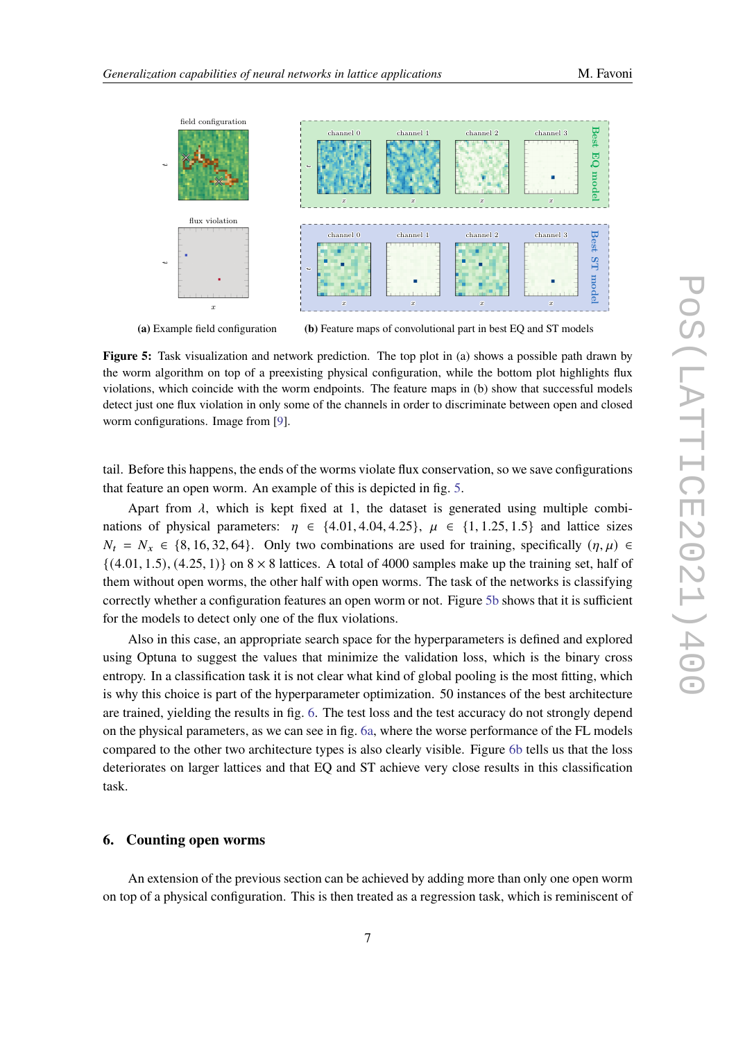(a) Example field configuration

(b) Feature maps of convolutional part in best EQ and ST models

**Figure 5:** Task visualization and network prediction. The top plot in (a) shows a possible path drawn by the worm algorithm on top of a preexisting physical configuration, while the bottom plot highlights flux violations, which coincide with the worm endpoints. The feature maps in (b) show that successful models detect just one flux violation in only some of the channels in order to discriminate between open and closed worm configurations. Image from [9].

tail. Before this happens, the ends of the worms violate flux conservation, so we save configurations that feature an open worm. An example of this is depicted in fig. 5.

Apart from $\lambda$, which is kept fixed at 1, the dataset is generated using multiple combinations of physical parameters: $\eta \in \{4.01, 4.04, 4.25\}$, $\mu \in \{1, 1.25, 1.5\}$ and lattice sizes $N_t = N_x \in \{8, 16, 32, 64\}$. Only two combinations are used for training, specifically $(\eta, \mu) \in \{(4.01, 1.5), (4.25, 1)\}$ on $8 \times 8$ lattices. A total of 4000 samples make up the training set, half of them without open worms, the other half with open worms. The task of the networks is classifying correctly whether a configuration features an open worm or not. Figure 5b shows that it is sufficient for the models to detect only one of the flux violations.

Also in this case, an appropriate search space for the hyperparameters is defined and explored using Optuna to suggest the values that minimize the validation loss, which is the binary cross entropy. In a classification task it is not clear what kind of global pooling is the most fitting, which is why this choice is part of the hyperparameter optimization. 50 instances of the best architecture are trained, yielding the results in fig. 6. The test loss and the test accuracy do not strongly depend on the physical parameters, as we can see in fig. 6a, where the worse performance of the FL models compared to the other two architecture types is also clearly visible. Figure 6b tells us that the loss deteriorates on larger lattices and that EQ and ST achieve very close results in this classification task.

## 6. Counting open worms

An extension of the previous section can be achieved by adding more than only one open worm on top of a physical configuration. This is then treated as a regression task, which is reminiscent of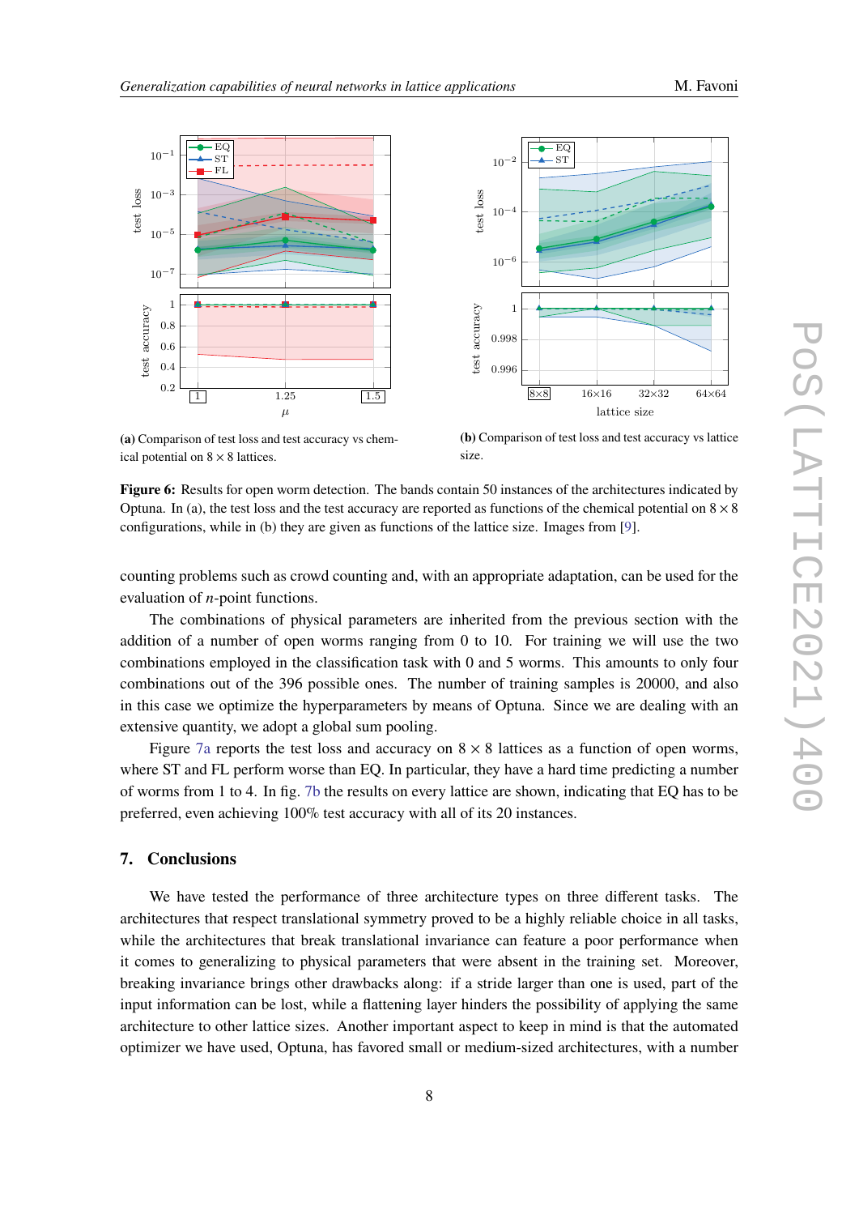**(a)** Comparison of test loss and test accuracy vs chemical potential on $8 \times 8$ lattices.

**(b)** Comparison of test loss and test accuracy vs lattice size.

**Figure 6:** Results for open worm detection. The bands contain 50 instances of the architectures indicated by Optuna. In (a), the test loss and the test accuracy are reported as functions of the chemical potential on $8 \times 8$ configurations, while in (b) they are given as functions of the lattice size. Images from [9].

counting problems such as crowd counting and, with an appropriate adaptation, can be used for the evaluation of $n$-point functions.

The combinations of physical parameters are inherited from the previous section with the addition of a number of open worms ranging from 0 to 10. For training we will use the two combinations employed in the classification task with 0 and 5 worms. This amounts to only four combinations out of the 396 possible ones. The number of training samples is 20000, and also in this case we optimize the hyperparameters by means of Optuna. Since we are dealing with an extensive quantity, we adopt a global sum pooling.

Figure 7a reports the test loss and accuracy on $8 \times 8$ lattices as a function of open worms, where ST and FL perform worse than EQ. In particular, they have a hard time predicting a number of worms from 1 to 4. In fig. 7b the results on every lattice are shown, indicating that EQ has to be preferred, even achieving 100% test accuracy with all of its 20 instances.

## 7. Conclusions

We have tested the performance of three architecture types on three different tasks. The architectures that respect translational symmetry proved to be a highly reliable choice in all tasks, while the architectures that break translational invariance can feature a poor performance when it comes to generalizing to physical parameters that were absent in the training set. Moreover, breaking invariance brings other drawbacks along: if a stride larger than one is used, part of the input information can be lost, while a flattening layer hinders the possibility of applying the same architecture to other lattice sizes. Another important aspect to keep in mind is that the automated optimizer we have used, Optuna, has favored small or medium-sized architectures, with a number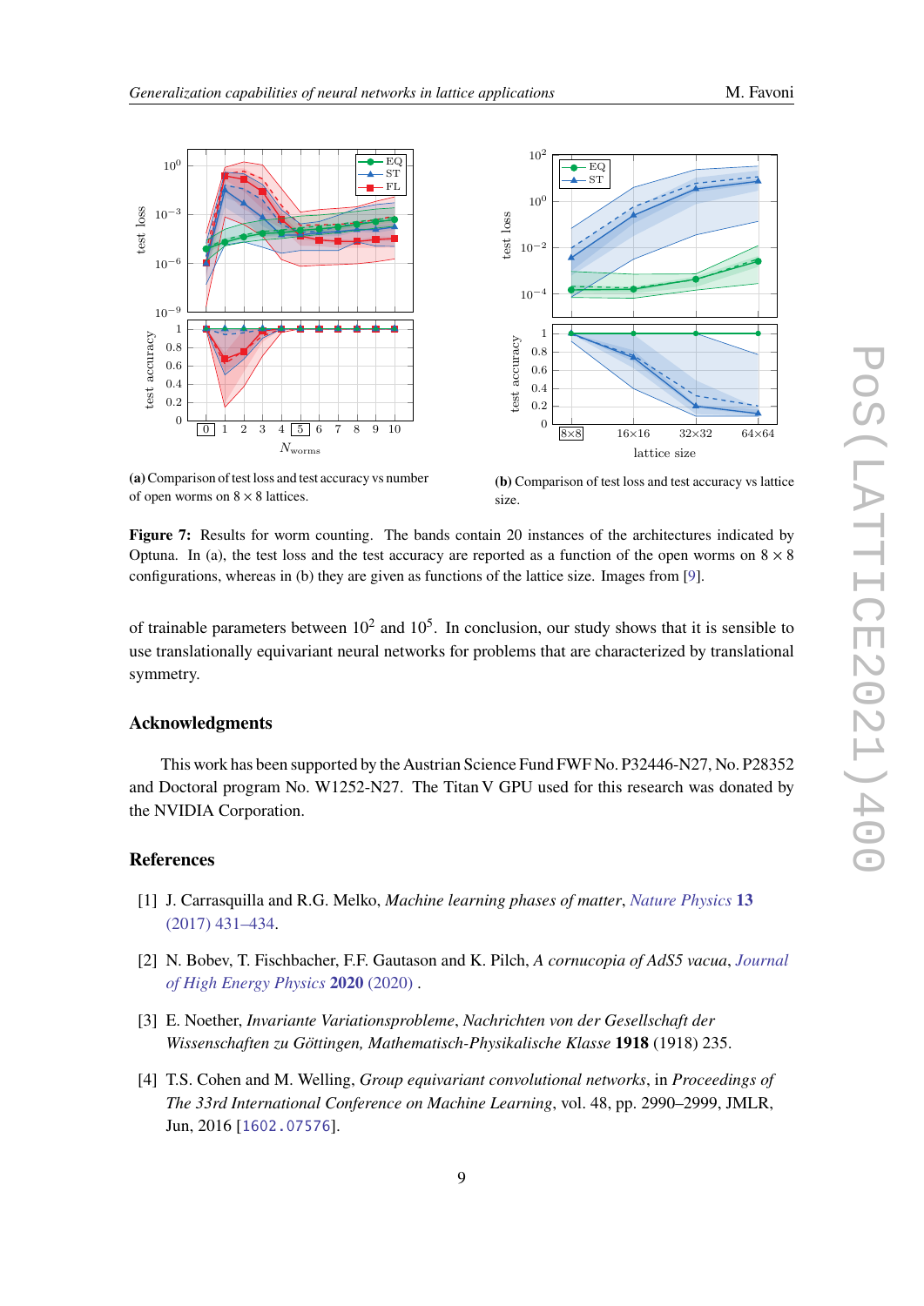(a) Comparison of test loss and test accuracy vs number of open worms on $8 \times 8$ lattices.

(b) Comparison of test loss and test accuracy vs lattice size.

**Figure 7:** Results for worm counting. The bands contain 20 instances of the architectures indicated by Optuna. In (a), the test loss and the test accuracy are reported as a function of the open worms on $8 \times 8$ configurations, whereas in (b) they are given as functions of the lattice size. Images from [9].

of trainable parameters between $10^2$ and $10^5$. In conclusion, our study shows that it is sensible to use translationally equivariant neural networks for problems that are characterized by translational symmetry.

## Acknowledgments

This work has been supported by the Austrian Science Fund FWF No. P32446-N27, No. P28352 and Doctoral program No. W1252-N27. The Titan V GPU used for this research was donated by the NVIDIA Corporation.

## References

[1] J. Carrasquilla and R.G. Melko, *Machine learning phases of matter*, *Nature Physics* **13** (2017) 431–434.

[2] N. Bobev, T. Fischbacher, F.F. Gautason and K. Pilch, *A cornucopia of AdS5 vacua*, *Journal of High Energy Physics* **2020** (2020) .

[3] E. Noether, *Invariante Variationsprobleme*, *Nachrichten von der Gesellschaft der Wissenschaften zu Göttingen, Mathematisch-Physikalische Klasse* **1918** (1918) 235.

[4] T.S. Cohen and M. Welling, *Group equivariant convolutional networks*, in *Proceedings of The 33rd International Conference on Machine Learning*, vol. 48, pp. 2990–2999, JMLR, Jun, 2016 [1602.07576].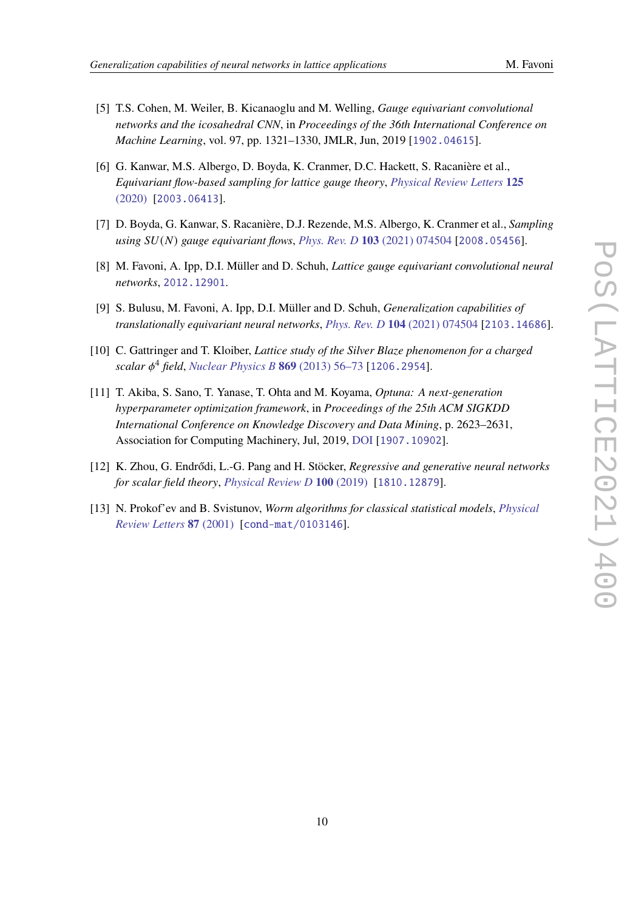[5] T.S. Cohen, M. Weiler, B. Kicanaoglu and M. Welling, *Gauge equivariant convolutional networks and the icosahedral CNN*, in *Proceedings of the 36th International Conference on Machine Learning*, vol. 97, pp. 1321–1330, JMLR, Jun, 2019 [1902.04615].

[6] G. Kanwar, M.S. Albergo, D. Boyda, K. Cranmer, D.C. Hackett, S. Racanière et al., *Equivariant flow-based sampling for lattice gauge theory*, *Physical Review Letters* **125** (2020) [2003.06413].

[7] D. Boyda, G. Kanwar, S. Racanière, D.J. Rezende, M.S. Albergo, K. Cranmer et al., *Sampling using $SU(N)$ gauge equivariant flows*, *Phys. Rev. D* **103** (2021) 074504 [2008.05456].

[8] M. Favoni, A. Ipp, D.I. Müller and D. Schuh, *Lattice gauge equivariant convolutional neural networks*, 2012.12901.

[9] S. Bulusu, M. Favoni, A. Ipp, D.I. Müller and D. Schuh, *Generalization capabilities of translationally equivariant neural networks*, *Phys. Rev. D* **104** (2021) 074504 [2103.14686].

[10] C. Gattringer and T. Kloiber, *Lattice study of the Silver Blaze phenomenon for a charged scalar $\phi^4$ field*, *Nuclear Physics B* **869** (2013) 56–73 [1206.2954].

[11] T. Akiba, S. Sano, T. Yanase, T. Ohta and M. Koyama, *Optuna: A next-generation hyperparameter optimization framework*, in *Proceedings of the 25th ACM SIGKDD International Conference on Knowledge Discovery and Data Mining*, p. 2623–2631, Association for Computing Machinery, Jul, 2019, DOI [1907.10902].

[12] K. Zhou, G. Endrődi, L.-G. Pang and H. Stöcker, *Regressive and generative neural networks for scalar field theory*, *Physical Review D* **100** (2019) [1810.12879].

[13] N. Prokof'ev and B. Svistunov, *Worm algorithms for classical statistical models*, *Physical Review Letters* **87** (2001) [cond-mat/0103146].